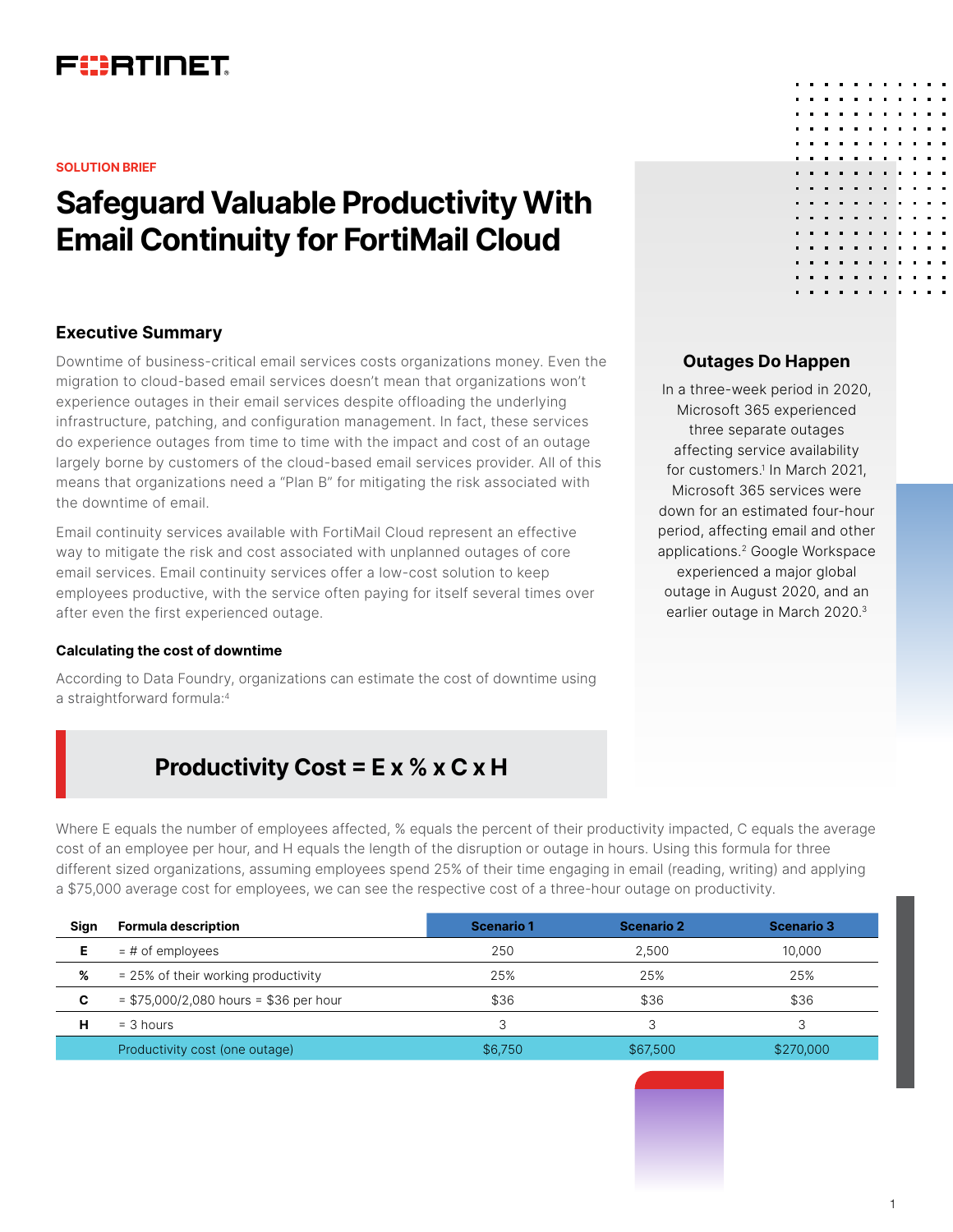SOLUTION BRIEF

# Safeguard Valuable Productivity With Email Continuity for FortiMail Cloud

## Executive Summary

Downtime of business-critical email services costs organizations money. Even the migration to cloud-based email services doesn't mean that organizations won't experience outages in their email services despite offloading the underlying infrastructure, patching, and configuration management. In fact, these services do experience outages from time to time with the impact and cost of an outage largely borne by customers of the cloud-based email services provider. All of this means that organizations need a "Plan B" for mitigating the risk associated with the downtime of email.

Email continuity services available with FortiMail Cloud represent an effective way to mitigate the risk and cost associated with unplanned outages of core email services. Email continuity services offer a low-cost solution to keep employees productive, with the service often paying for itself several times over after even the first experienced outage.

### Outages Do Happen

In a three-week period in 2020, Microsoft 365 experienced three separate outages affecting service availability for customers.[1] In March 2021, Microsoft 365 services were down for an estimated four-hour period, affecting email and other applications.[2] Google Workspace experienced a major global outage in August 2020, and an earlier outage in March 2020.[3]

### Calculating the cost of downtime

According to Data Foundry, organizations can estimate the cost of downtime using a straightforward formula:[4]

**Productivity Cost = E x % x C x H**

Where E equals the number of employees affected, % equals the percent of their productivity impacted, C equals the average cost of an employee per hour, and H equals the length of the disruption or outage in hours. Using this formula for three different sized organizations, assuming employees spend 25% of their time engaging in email (reading, writing) and applying a $75,000 average cost for employees, we can see the respective cost of a three-hour outage on productivity.

| Sign | Formula description | Scenario 1 | Scenario 2 | Scenario 3 |
|---|---|---|---|---|
| E | = # of employees | 250 | 2,500 | 10,000 |
| % | = 25% of their working productivity | 25% | 25% | 25% |
| C | = $75,000/2,080 hours = $36 per hour | $36 | $36 | $36 |
| H | = 3 hours | 3 | 3 | 3 |
| | Productivity cost (one outage) | $6,750 | $67,500 | $270,000 |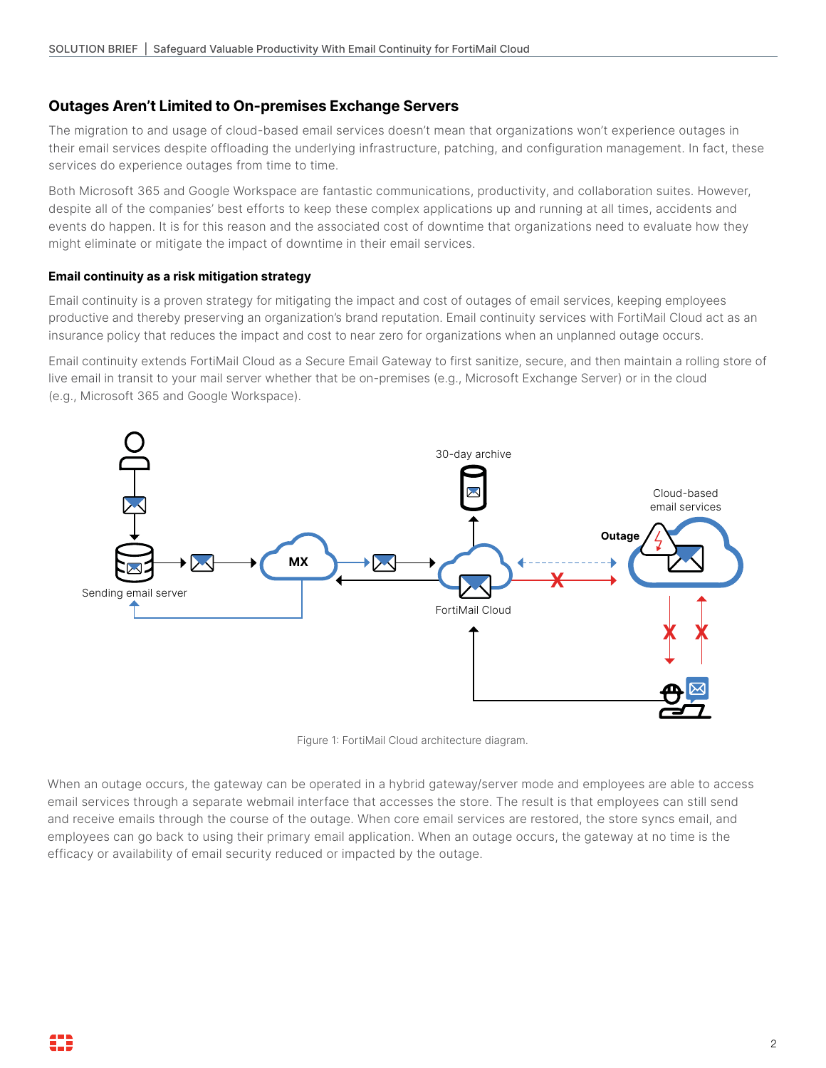## Outages Aren't Limited to On-premises Exchange Servers

The migration to and usage of cloud-based email services doesn't mean that organizations won't experience outages in their email services despite offloading the underlying infrastructure, patching, and configuration management. In fact, these services do experience outages from time to time.

Both Microsoft 365 and Google Workspace are fantastic communications, productivity, and collaboration suites. However, despite all of the companies' best efforts to keep these complex applications up and running at all times, accidents and events do happen. It is for this reason and the associated cost of downtime that organizations need to evaluate how they might eliminate or mitigate the impact of downtime in their email services.

### Email continuity as a risk mitigation strategy

Email continuity is a proven strategy for mitigating the impact and cost of outages of email services, keeping employees productive and thereby preserving an organization's brand reputation. Email continuity services with FortiMail Cloud act as an insurance policy that reduces the impact and cost to near zero for organizations when an unplanned outage occurs.

Email continuity extends FortiMail Cloud as a Secure Email Gateway to first sanitize, secure, and then maintain a rolling store of live email in transit to your mail server whether that be on-premises (e.g., Microsoft Exchange Server) or in the cloud (e.g., Microsoft 365 and Google Workspace).

Figure 1: FortiMail Cloud architecture diagram.

When an outage occurs, the gateway can be operated in a hybrid gateway/server mode and employees are able to access email services through a separate webmail interface that accesses the store. The result is that employees can still send and receive emails through the course of the outage. When core email services are restored, the store syncs email, and employees can go back to using their primary email application. When an outage occurs, the gateway at no time is the efficacy or availability of email security reduced or impacted by the outage.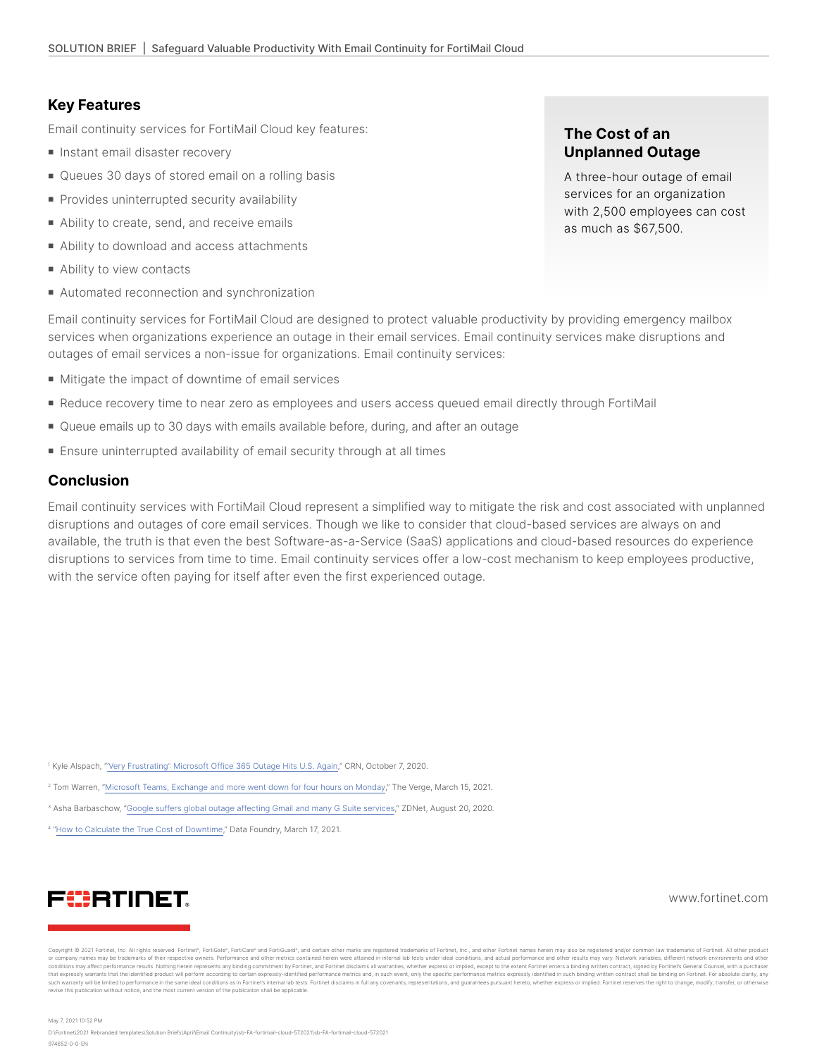## Key Features

Email continuity services for FortiMail Cloud key features:

- Instant email disaster recovery
- Queues 30 days of stored email on a rolling basis
- Provides uninterrupted security availability
- Ability to create, send, and receive emails
- Ability to download and access attachments
- Ability to view contacts
- Automated reconnection and synchronization

### The Cost of an Unplanned Outage

A three-hour outage of email services for an organization with 2,500 employees can cost as much as $67,500.

Email continuity services for FortiMail Cloud are designed to protect valuable productivity by providing emergency mailbox services when organizations experience an outage in their email services. Email continuity services make disruptions and outages of email services a non-issue for organizations. Email continuity services:

- Mitigate the impact of downtime of email services
- Reduce recovery time to near zero as employees and users access queued email directly through FortiMail
- Queue emails up to 30 days with emails available before, during, and after an outage
- Ensure uninterrupted availability of email security through at all times

## Conclusion

Email continuity services with FortiMail Cloud represent a simplified way to mitigate the risk and cost associated with unplanned disruptions and outages of core email services. Though we like to consider that cloud-based services are always on and available, the truth is that even the best Software-as-a-Service (SaaS) applications and cloud-based resources do experience disruptions to services from time to time. Email continuity services offer a low-cost mechanism to keep employees productive, with the service often paying for itself after even the first experienced outage.

[1] Kyle Alspach, "'Very Frustrating': Microsoft Office 365 Outage Hits U.S. Again," CRN, October 7, 2020.

[2] Tom Warren, "Microsoft Teams, Exchange and more went down for four hours on Monday," The Verge, March 15, 2021.

[3] Asha Barbaschow, "Google suffers global outage affecting Gmail and many G Suite services," ZDNet, August 20, 2020.

[4] "How to Calculate the True Cost of Downtime," Data Foundry, March 17, 2021.

FORTINET

www.fortinet.com

Copyright © 2021 Fortinet, Inc. All rights reserved. Fortinet®, FortiGate®, FortiCare® and FortiGuard®, and certain other marks are registered trademarks of Fortinet, Inc., and other Fortinet names herein may also be registered and/or common law trademarks of Fortinet. All other product or company names may be trademarks of their respective owners. Performance and other metrics contained herein were attained in internal lab tests under ideal conditions, and actual performance and other results may vary. Network variables, different network environments and other conditions may affect performance results. Nothing herein represents any binding commitment by Fortinet, and Fortinet disclaims all warranties, whether express or implied, except to the extent Fortinet enters a binding written contract, signed by Fortinet's General Counsel, with a purchaser that expressly warrants that the identified product will perform according to certain expressly-identified performance metrics and, in such event, only the specific performance metrics expressly identified in such binding written contract shall be binding on Fortinet. For absolute clarity, any such warranty will be limited to performance in the same ideal conditions as in Fortinet's internal lab tests. Fortinet disclaims in full any covenants, representations, and guarantees pursuant hereto, whether express or implied. Fortinet reserves the right to change, modify, transfer, or otherwise revise this publication without notice, and the most current version of the publication shall be applicable.

May 7, 2021 10:52 PM
D:\Fortinet\2021 Rebranded templates\Solution Briefs\April\Email Continuity\sb-FA-fortimail-cloud-572021\sb-FA-fortimail-cloud-572021
974652-0-0-EN